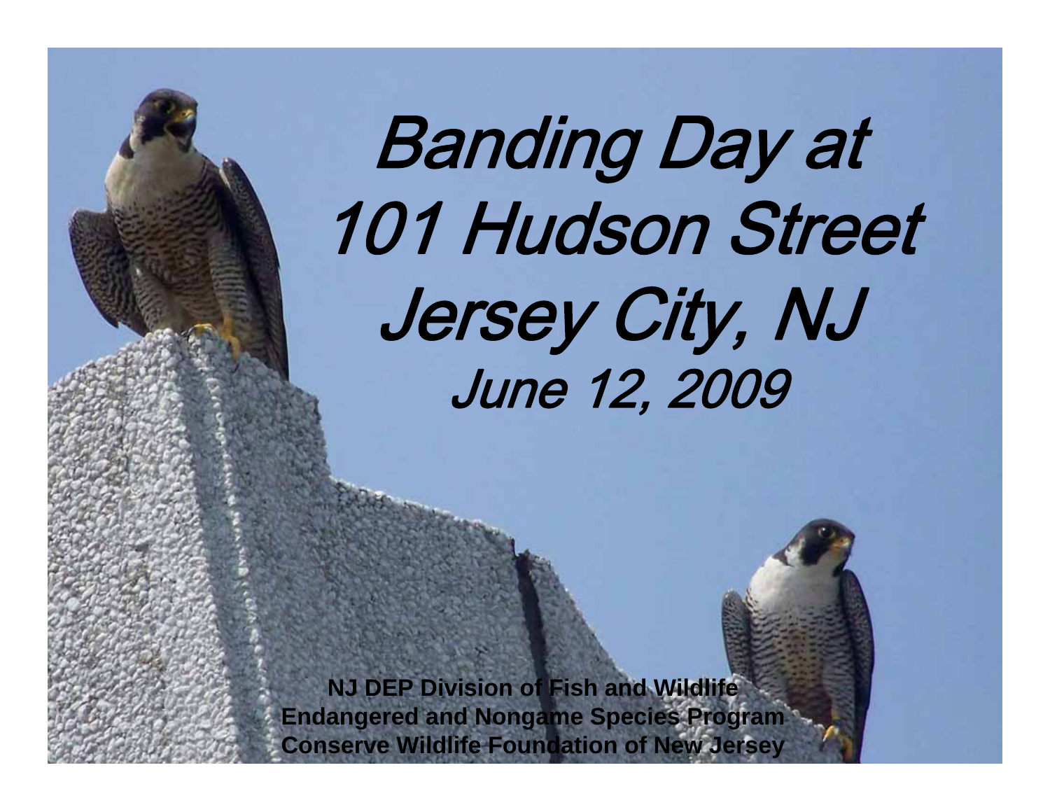# *Banding Day at 101 Hudson Street Jersey City, NJ*

*June 12, 2009*

**NJ DEP Division of Fish and Wildlife**
**Endangered and Nongame Species Program**
**Conserve Wildlife Foundation of New Jersey**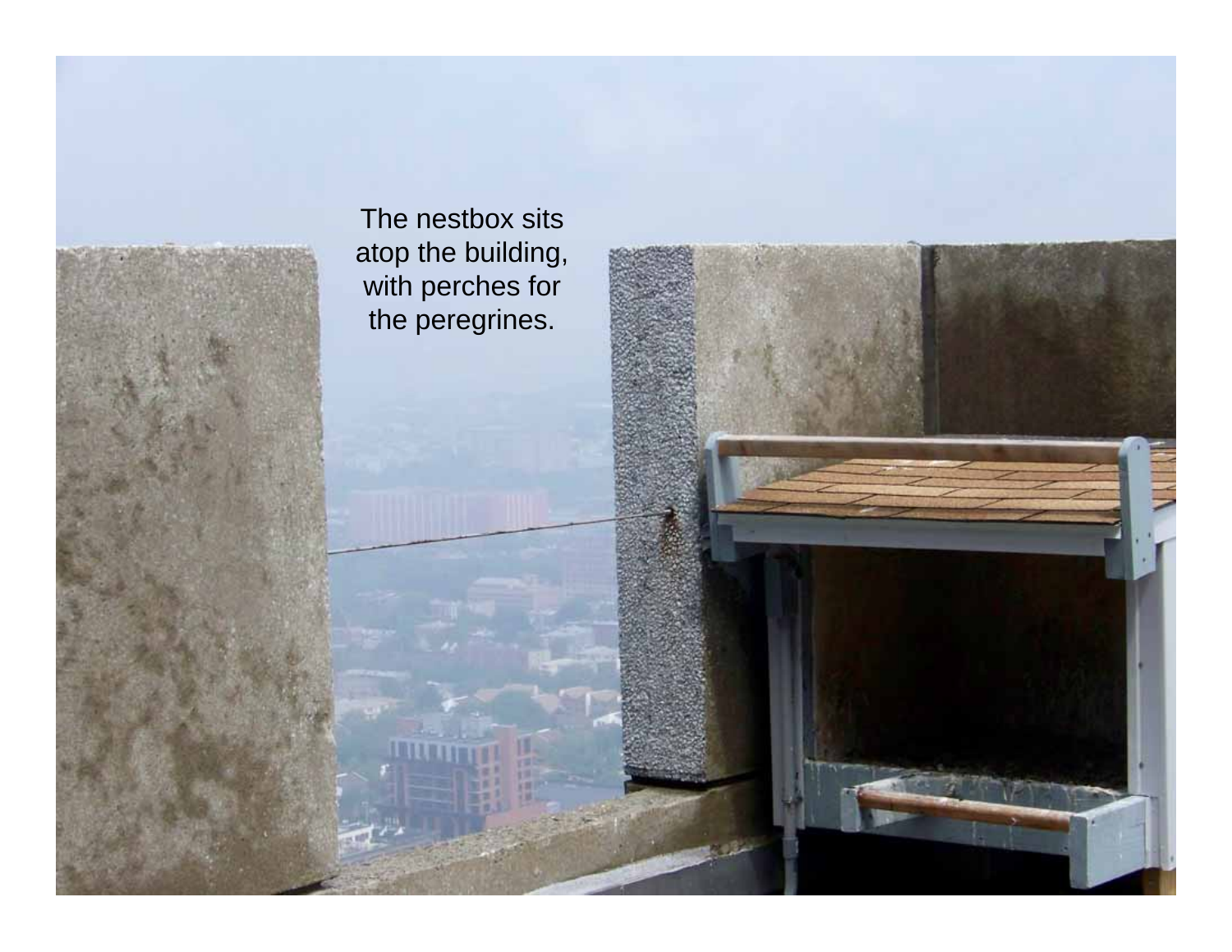The nestbox sits atop the building, with perches for the peregrines.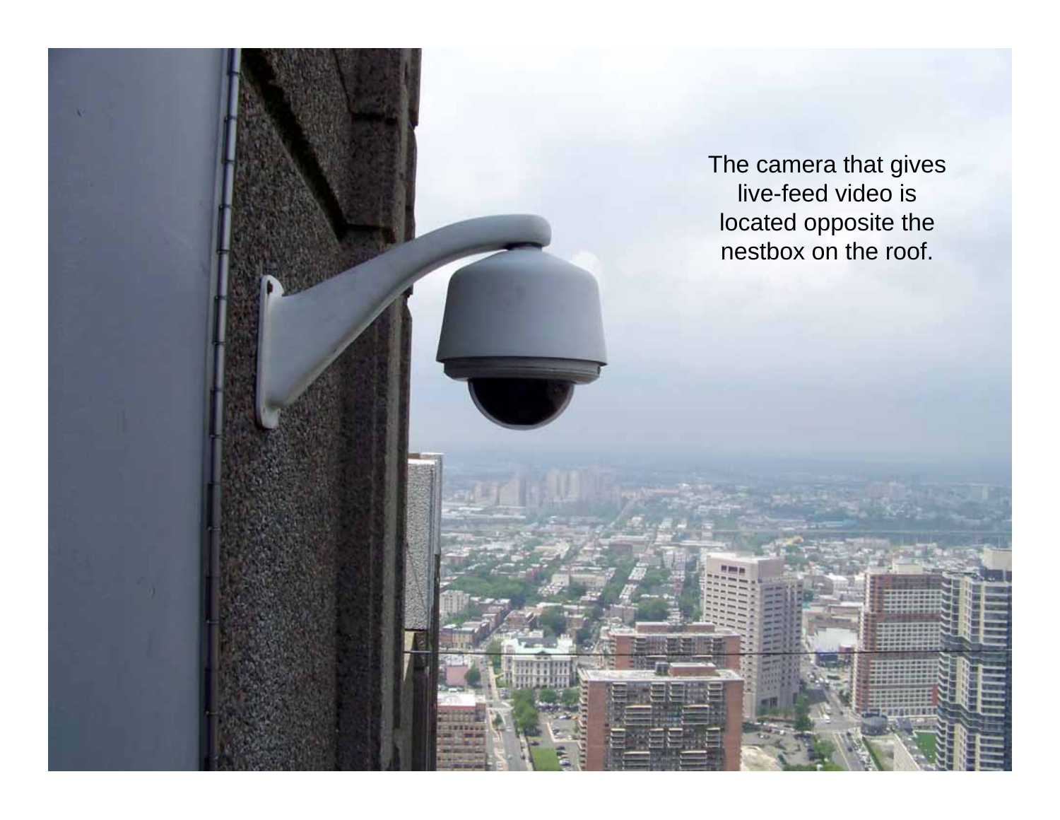The camera that gives live-feed video is located opposite the nestbox on the roof.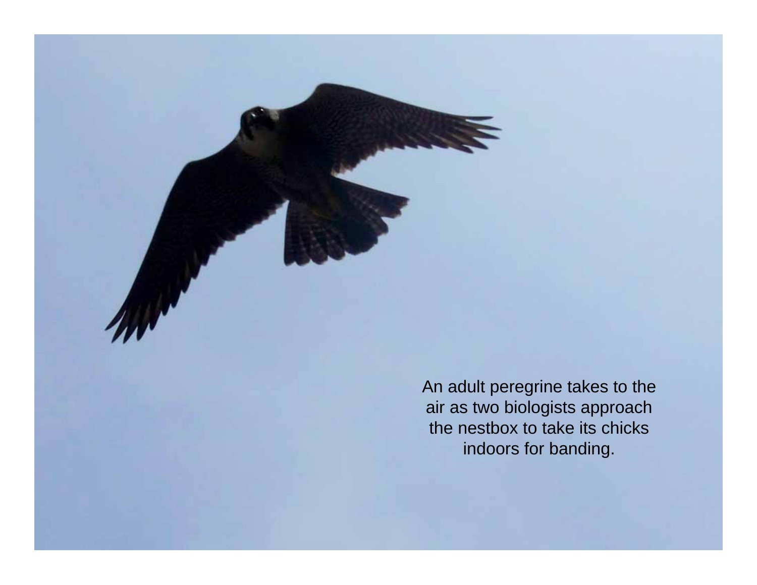An adult peregrine takes to the air as two biologists approach the nestbox to take its chicks indoors for banding.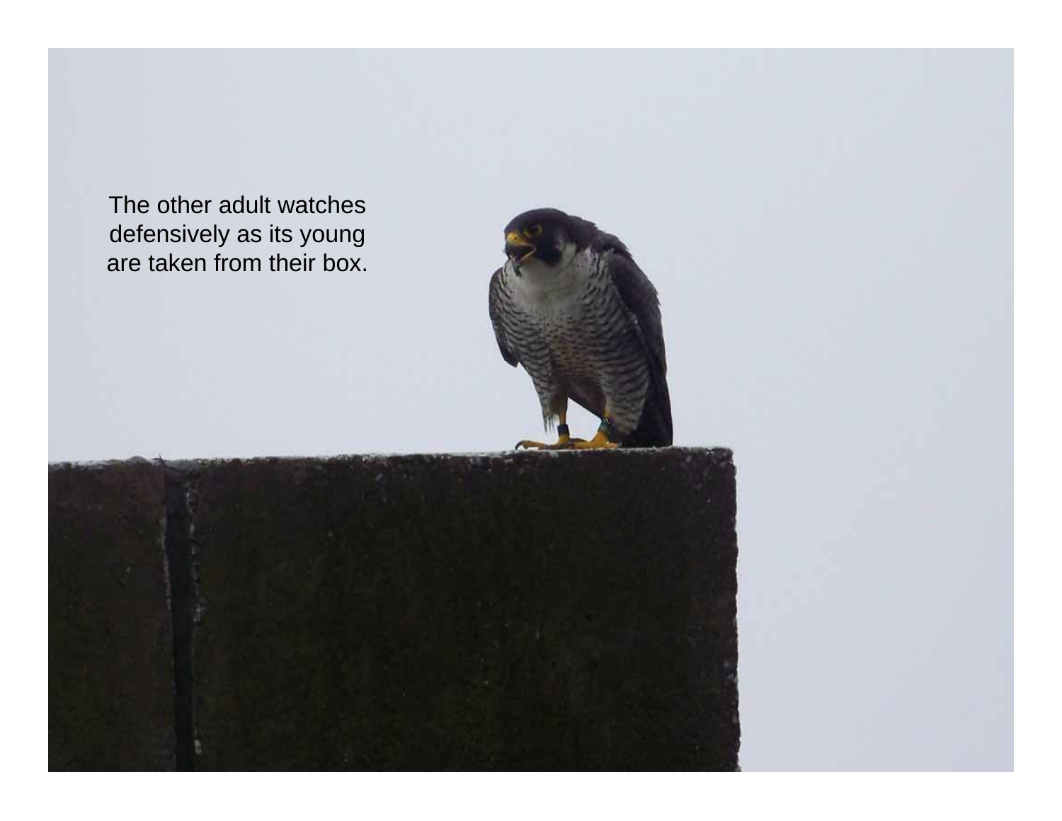The other adult watches defensively as its young are taken from their box.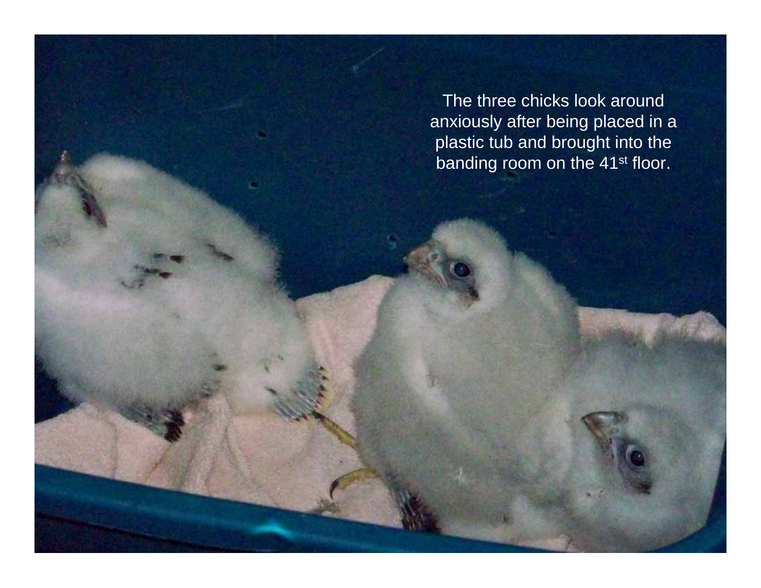The three chicks look around anxiously after being placed in a plastic tub and brought into the banding room on the 41st floor.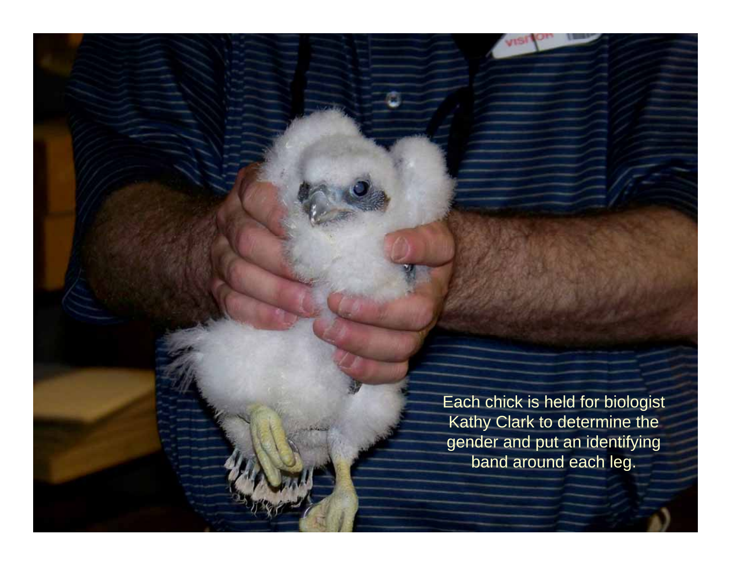Each chick is held for biologist Kathy Clark to determine the gender and put an identifying band around each leg.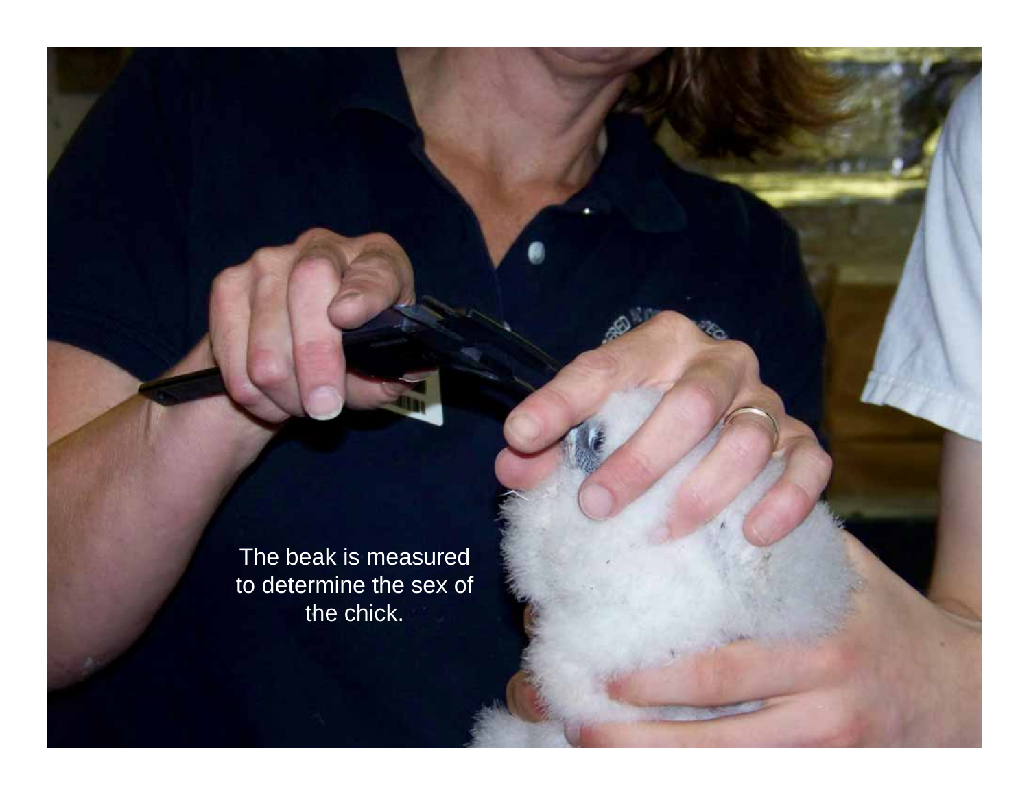The beak is measured to determine the sex of the chick.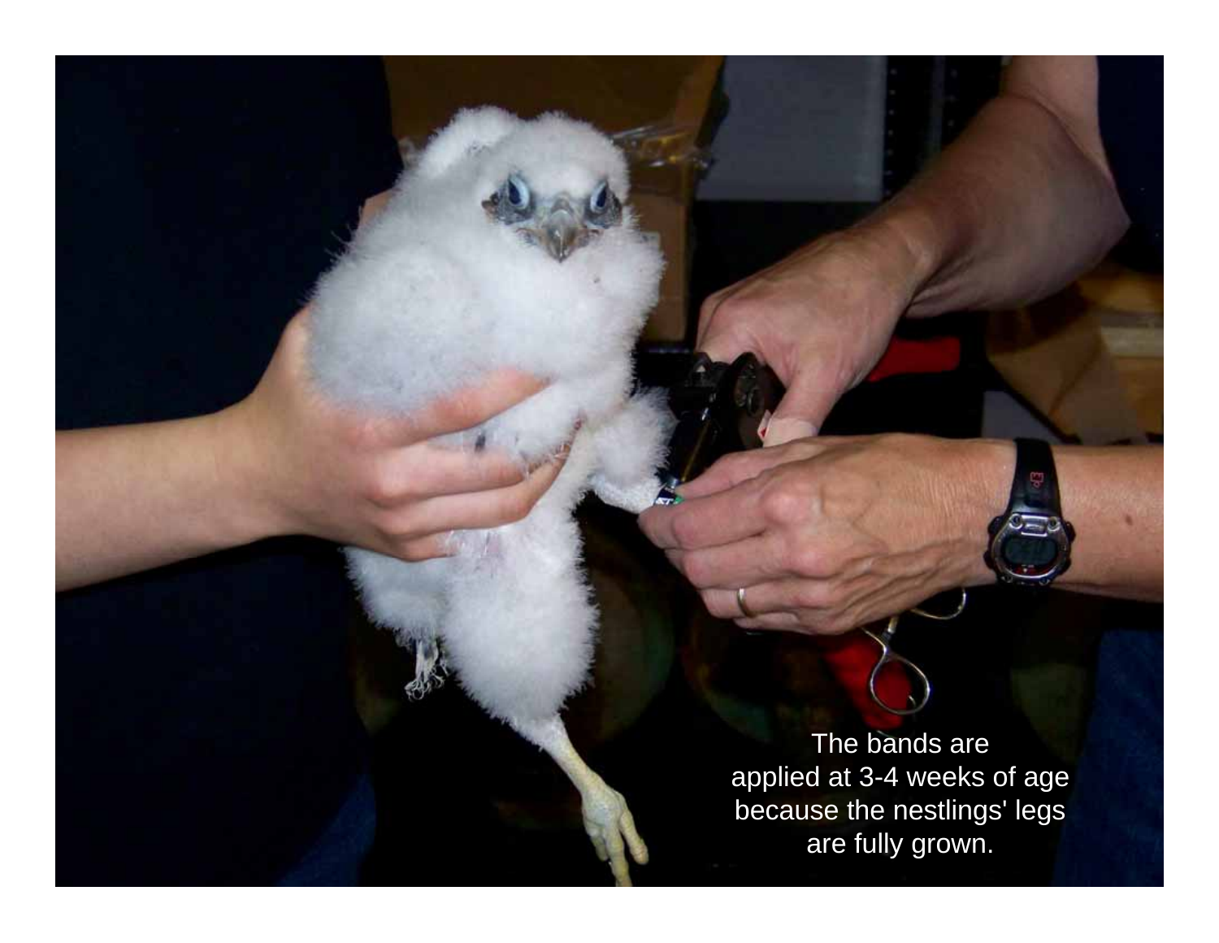The bands are applied at 3-4 weeks of age because the nestlings' legs are fully grown.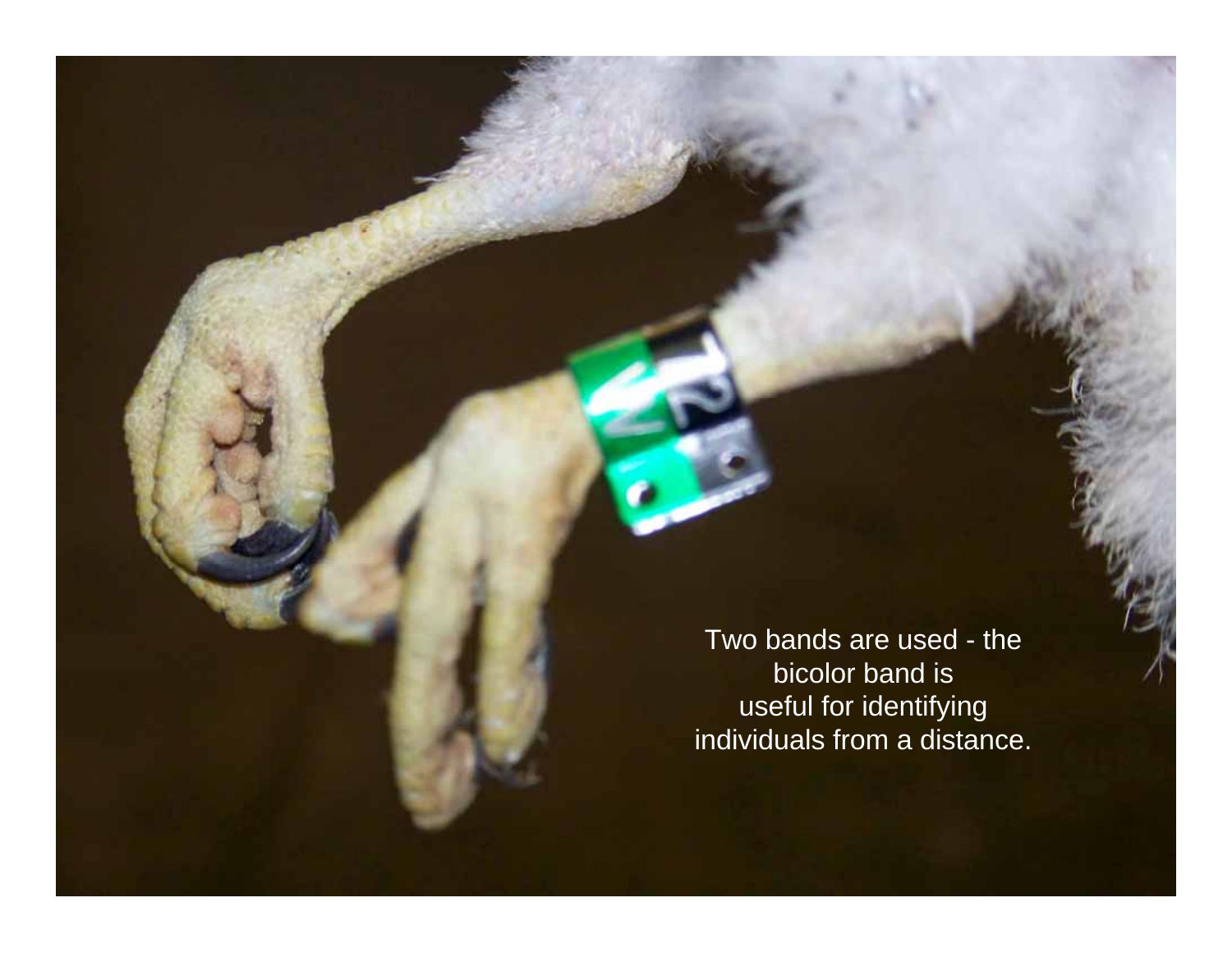Two bands are used - the bicolor band is useful for identifying individuals from a distance.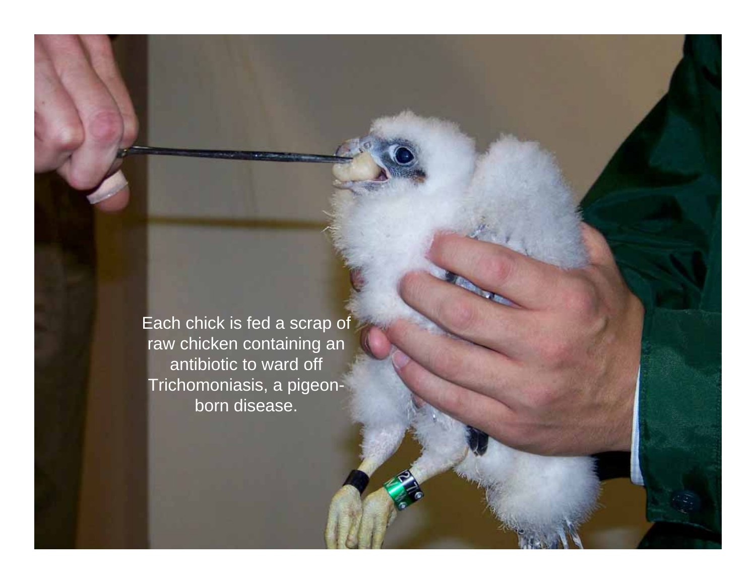Each chick is fed a scrap of raw chicken containing an antibiotic to ward off Trichomoniasis, a pigeon-born disease.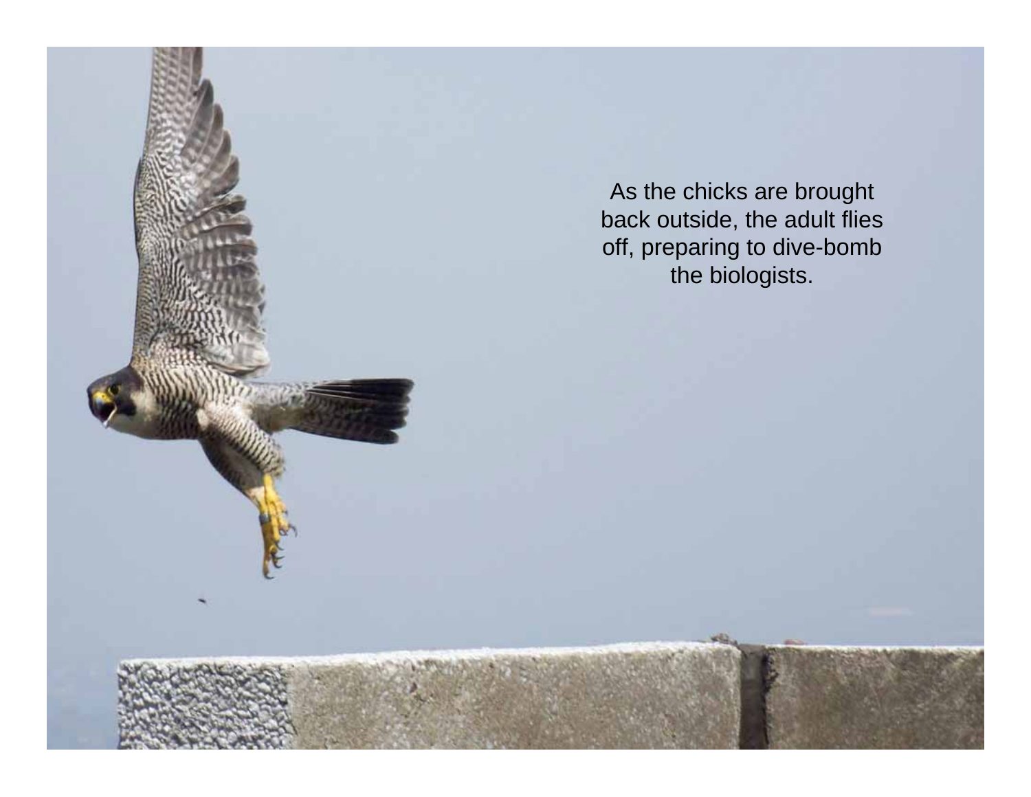As the chicks are brought back outside, the adult flies off, preparing to dive-bomb the biologists.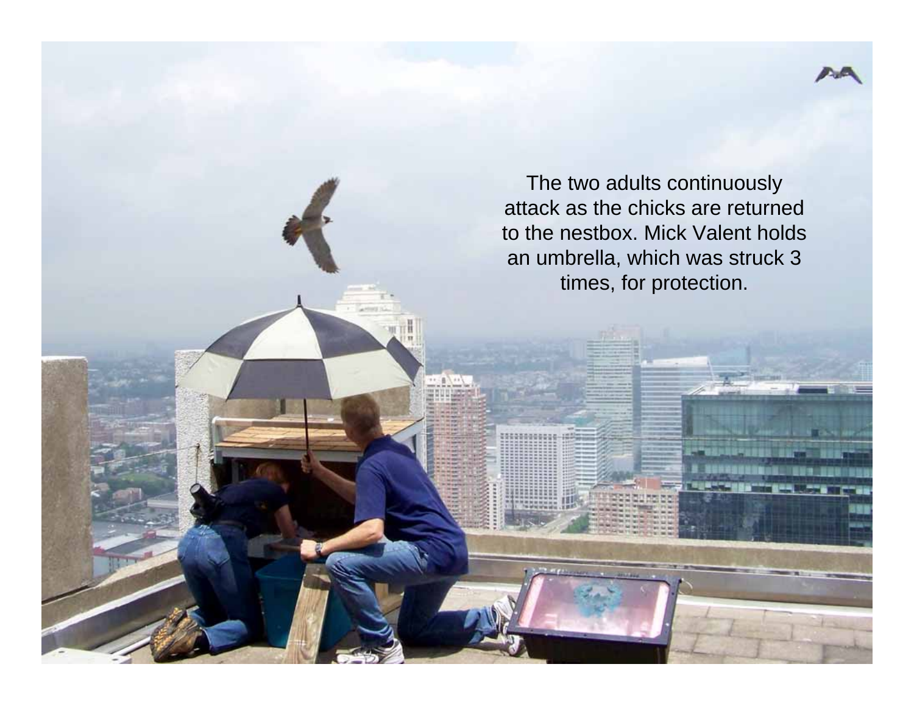The two adults continuously attack as the chicks are returned to the nestbox. Mick Valent holds an umbrella, which was struck 3 times, for protection.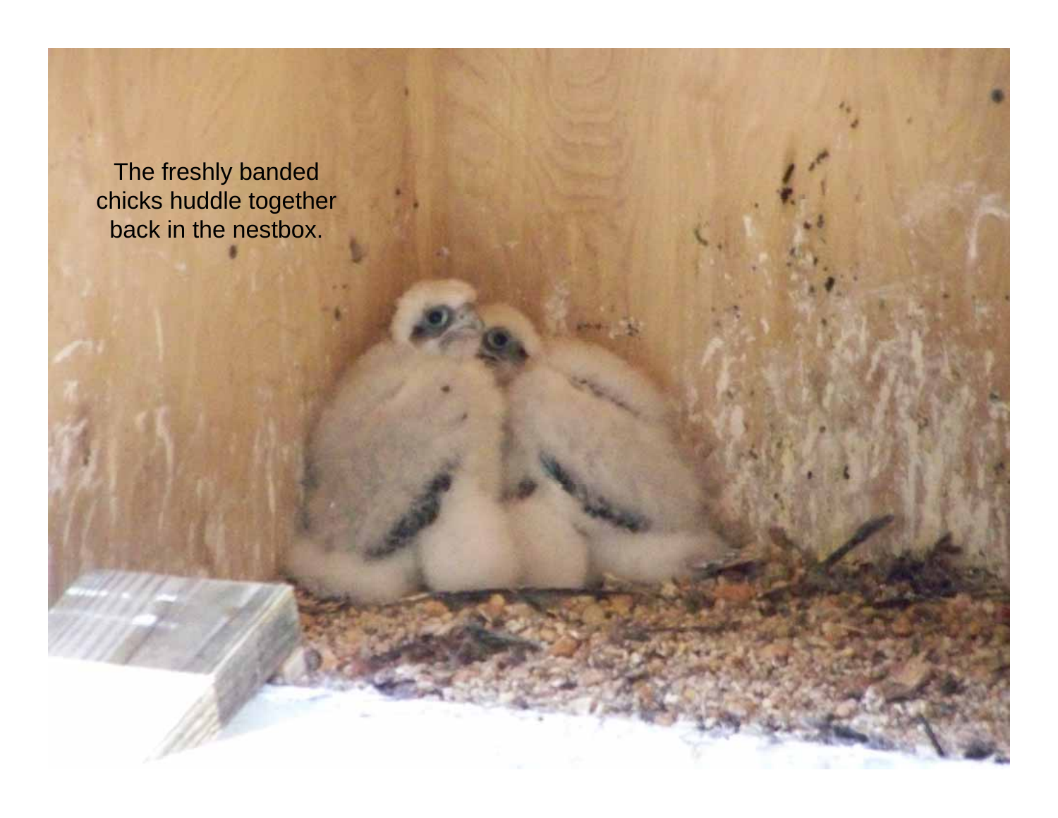The freshly banded chicks huddle together back in the nestbox.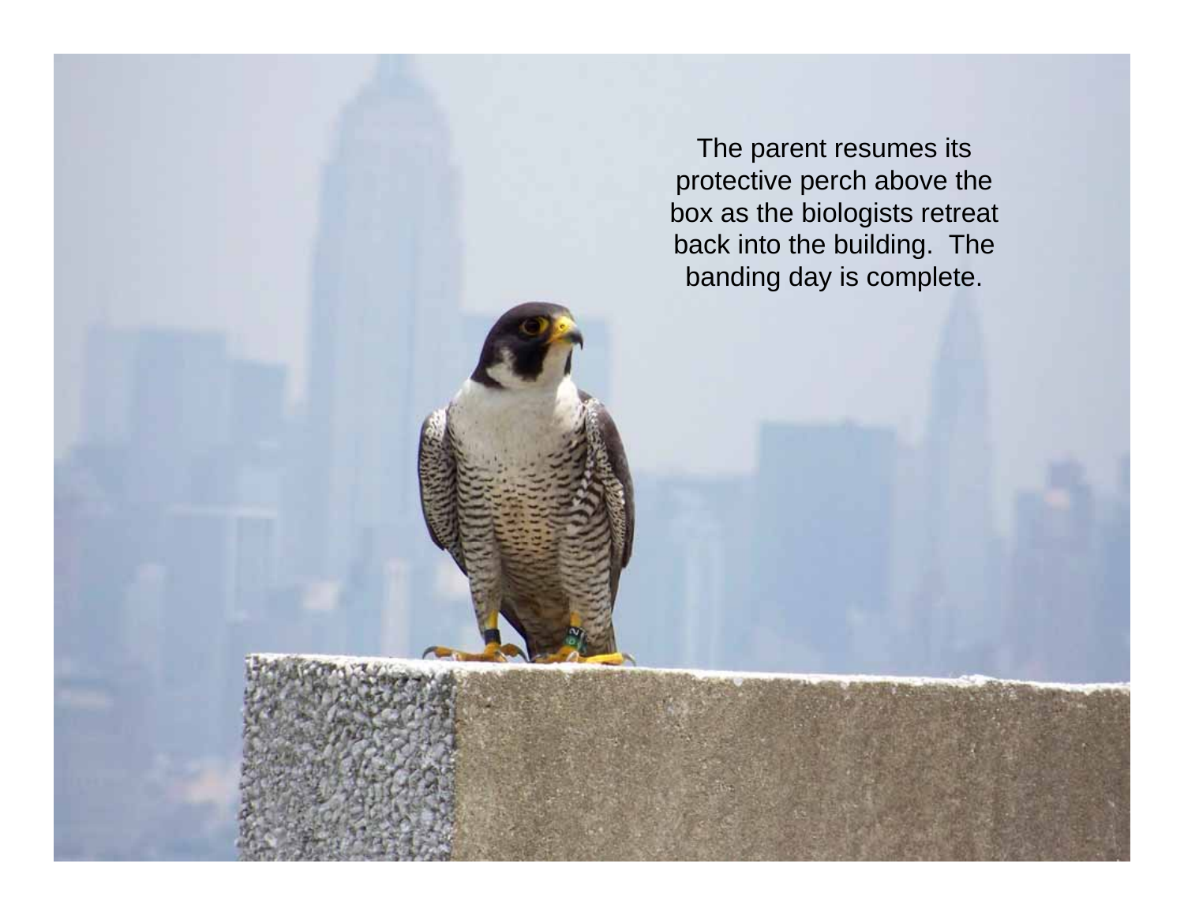The parent resumes its protective perch above the box as the biologists retreat back into the building. The banding day is complete.